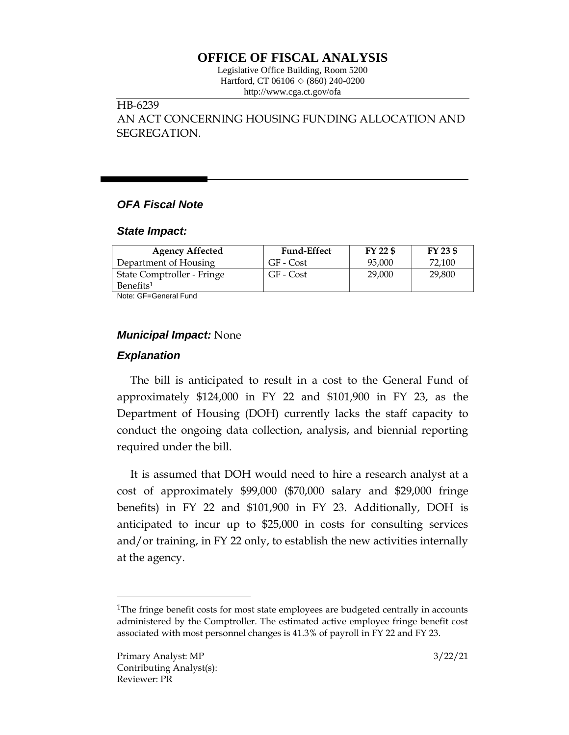# OFFICE OF FISCAL ANALYSIS

Legislative Office Building, Room 5200
Hartford, CT 06106 ◇ (860) 240-0200
http://www.cga.ct.gov/ofa

HB-6239
AN ACT CONCERNING HOUSING FUNDING ALLOCATION AND SEGREGATION.

### *OFA Fiscal Note*

### *State Impact:*

| Agency Affected | Fund-Effect | FY 22 $ | FY 23 $ |
|---|---|---|---|
| Department of Housing | GF - Cost | 95,000 | 72,100 |
| State Comptroller - Fringe Benefits[1] | GF - Cost | 29,000 | 29,800 |

Note: GF=General Fund

### *Municipal Impact:* None

### *Explanation*

The bill is anticipated to result in a cost to the General Fund of approximately $124,000 in FY 22 and $101,900 in FY 23, as the Department of Housing (DOH) currently lacks the staff capacity to conduct the ongoing data collection, analysis, and biennial reporting required under the bill.

It is assumed that DOH would need to hire a research analyst at a cost of approximately $99,000 ($70,000 salary and $29,000 fringe benefits) in FY 22 and $101,900 in FY 23. Additionally, DOH is anticipated to incur up to $25,000 in costs for consulting services and/or training, in FY 22 only, to establish the new activities internally at the agency.

[1]The fringe benefit costs for most state employees are budgeted centrally in accounts administered by the Comptroller. The estimated active employee fringe benefit cost associated with most personnel changes is 41.3% of payroll in FY 22 and FY 23.

Primary Analyst: MP
Contributing Analyst(s):
Reviewer: PR

3/22/21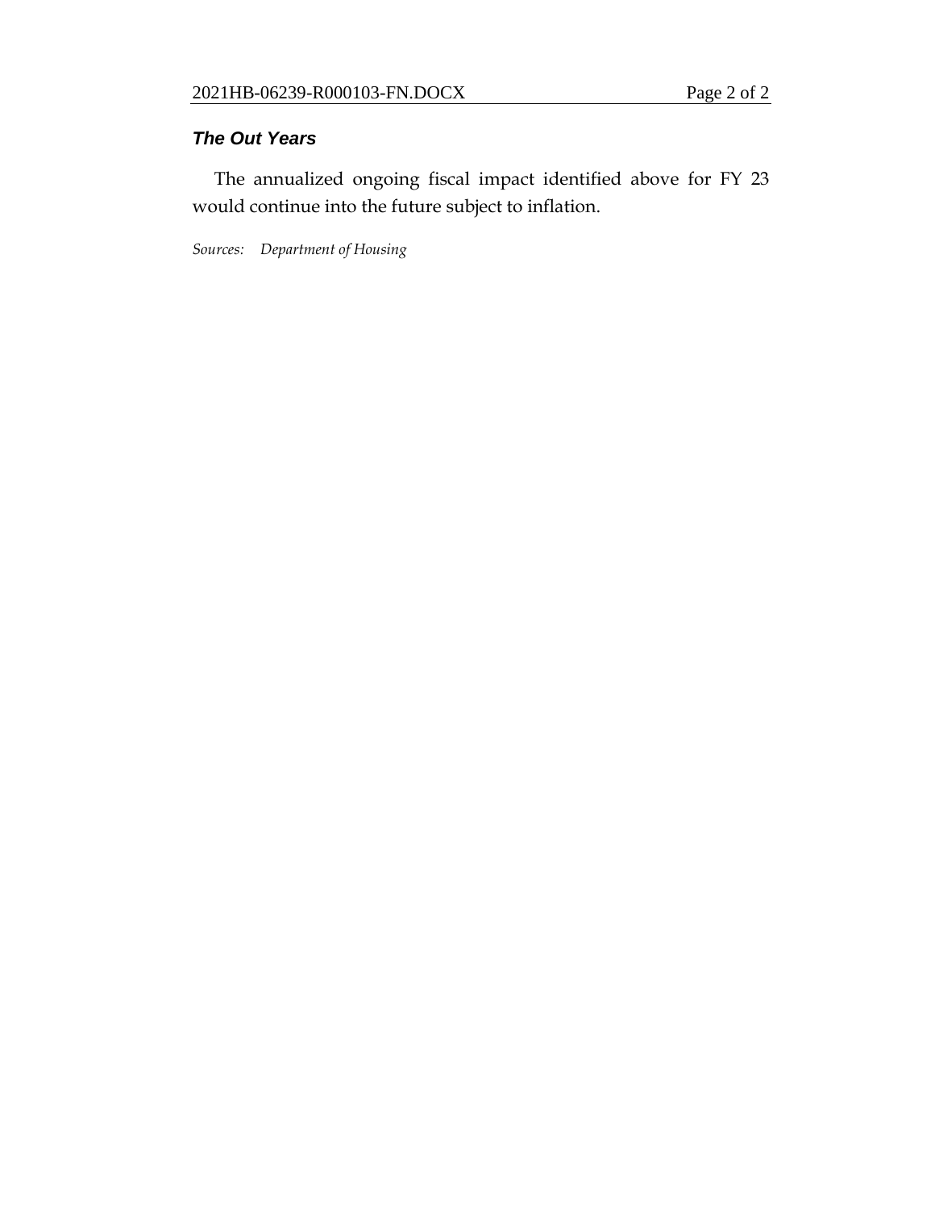### *The Out Years*

The annualized ongoing fiscal impact identified above for FY 23 would continue into the future subject to inflation.

*Sources: Department of Housing*